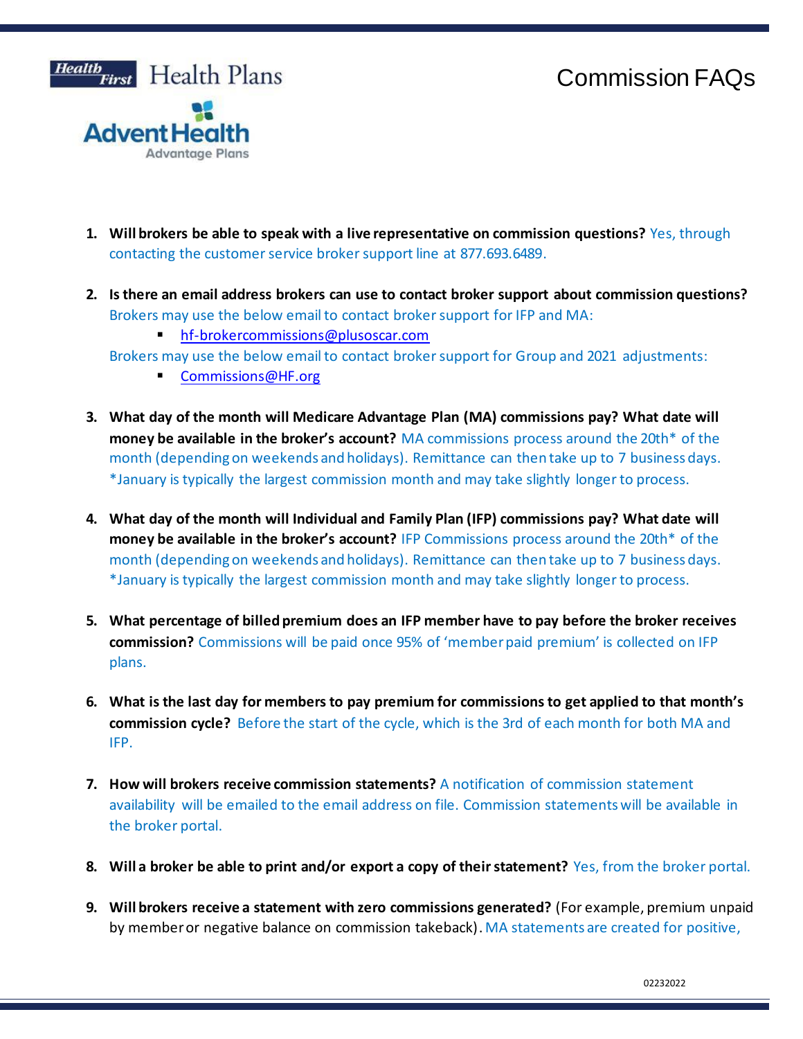Health First Health Plans

AdventHealth Advantage Plans

# Commission FAQs

1. **Will brokers be able to speak with a live representative on commission questions?** Yes, through contacting the customer service broker support line at 877.693.6489.

2. **Is there an email address brokers can use to contact broker support about commission questions?** Brokers may use the below email to contact broker support for IFP and MA:
   - hf-brokercommissions@plusoscar.com

   Brokers may use the below email to contact broker support for Group and 2021 adjustments:
   - Commissions@HF.org

3. **What day of the month will Medicare Advantage Plan (MA) commissions pay? What date will money be available in the broker's account?** MA commissions process around the 20th* of the month (depending on weekends and holidays). Remittance can then take up to 7 business days. *January is typically the largest commission month and may take slightly longer to process.

4. **What day of the month will Individual and Family Plan (IFP) commissions pay? What date will money be available in the broker's account?** IFP Commissions process around the 20th* of the month (depending on weekends and holidays). Remittance can then take up to 7 business days. *January is typically the largest commission month and may take slightly longer to process.

5. **What percentage of billed premium does an IFP member have to pay before the broker receives commission?** Commissions will be paid once 95% of 'member paid premium' is collected on IFP plans.

6. **What is the last day for members to pay premium for commissions to get applied to that month's commission cycle?** Before the start of the cycle, which is the 3rd of each month for both MA and IFP.

7. **How will brokers receive commission statements?** A notification of commission statement availability will be emailed to the email address on file. Commission statements will be available in the broker portal.

8. **Will a broker be able to print and/or export a copy of their statement?** Yes, from the broker portal.

9. **Will brokers receive a statement with zero commissions generated?** (For example, premium unpaid by member or negative balance on commission takeback). MA statements are created for positive,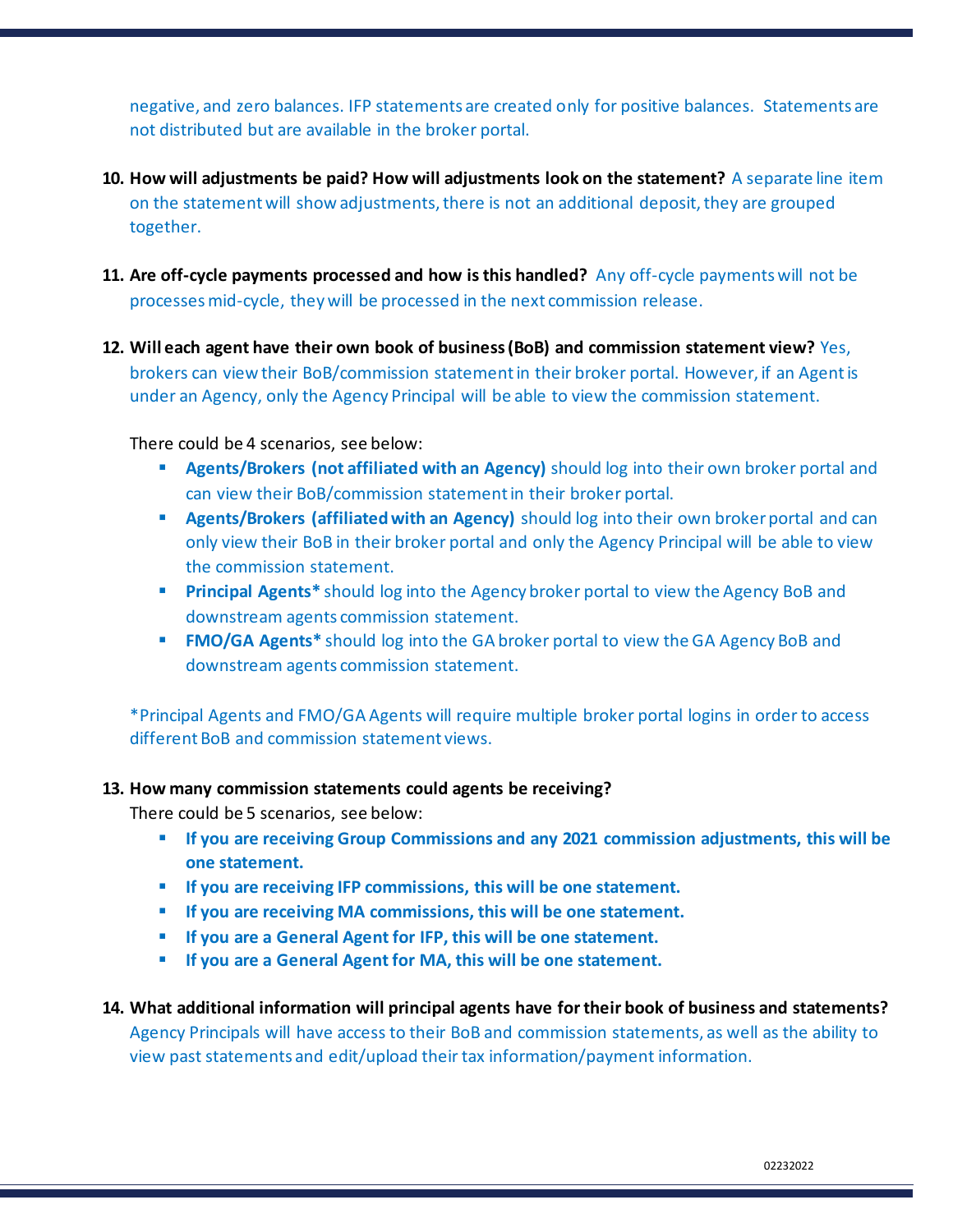negative, and zero balances. IFP statements are created only for positive balances. Statements are not distributed but are available in the broker portal.

10. **How will adjustments be paid? How will adjustments look on the statement?** A separate line item on the statement will show adjustments, there is not an additional deposit, they are grouped together.

11. **Are off-cycle payments processed and how is this handled?** Any off-cycle payments will not be processes mid-cycle, they will be processed in the next commission release.

12. **Will each agent have their own book of business (BoB) and commission statement view?** Yes, brokers can view their BoB/commission statement in their broker portal. However, if an Agent is under an Agency, only the Agency Principal will be able to view the commission statement.

    There could be 4 scenarios, see below:

    - **Agents/Brokers (not affiliated with an Agency)** should log into their own broker portal and can view their BoB/commission statement in their broker portal.
    - **Agents/Brokers (affiliated with an Agency)** should log into their own broker portal and can only view their BoB in their broker portal and only the Agency Principal will be able to view the commission statement.
    - **Principal Agents*** should log into the Agency broker portal to view the Agency BoB and downstream agents commission statement.
    - **FMO/GA Agents*** should log into the GA broker portal to view the GA Agency BoB and downstream agents commission statement.

    *Principal Agents and FMO/GA Agents will require multiple broker portal logins in order to access different BoB and commission statement views.

13. **How many commission statements could agents be receiving?**

    There could be 5 scenarios, see below:

    - **If you are receiving Group Commissions and any 2021 commission adjustments, this will be one statement.**
    - **If you are receiving IFP commissions, this will be one statement.**
    - **If you are receiving MA commissions, this will be one statement.**
    - **If you are a General Agent for IFP, this will be one statement.**
    - **If you are a General Agent for MA, this will be one statement.**

14. **What additional information will principal agents have for their book of business and statements?** Agency Principals will have access to their BoB and commission statements, as well as the ability to view past statements and edit/upload their tax information/payment information.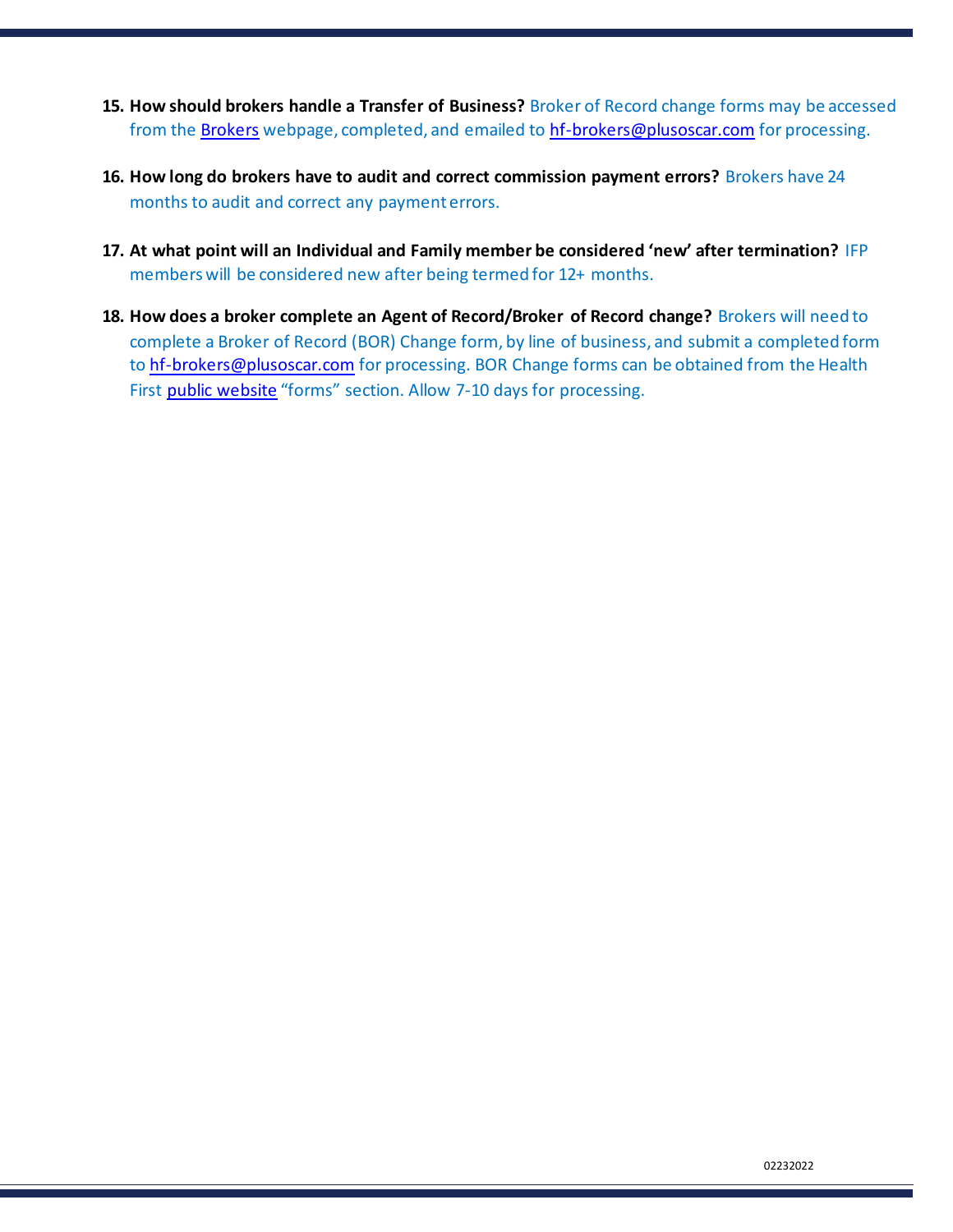15. **How should brokers handle a Transfer of Business?** Broker of Record change forms may be accessed from the Brokers webpage, completed, and emailed to hf-brokers@plusoscar.com for processing.

16. **How long do brokers have to audit and correct commission payment errors?** Brokers have 24 months to audit and correct any payment errors.

17. **At what point will an Individual and Family member be considered 'new' after termination?** IFP members will be considered new after being termed for 12+ months.

18. **How does a broker complete an Agent of Record/Broker of Record change?** Brokers will need to complete a Broker of Record (BOR) Change form, by line of business, and submit a completed form to hf-brokers@plusoscar.com for processing. BOR Change forms can be obtained from the Health First public website "forms" section. Allow 7-10 days for processing.

02232022